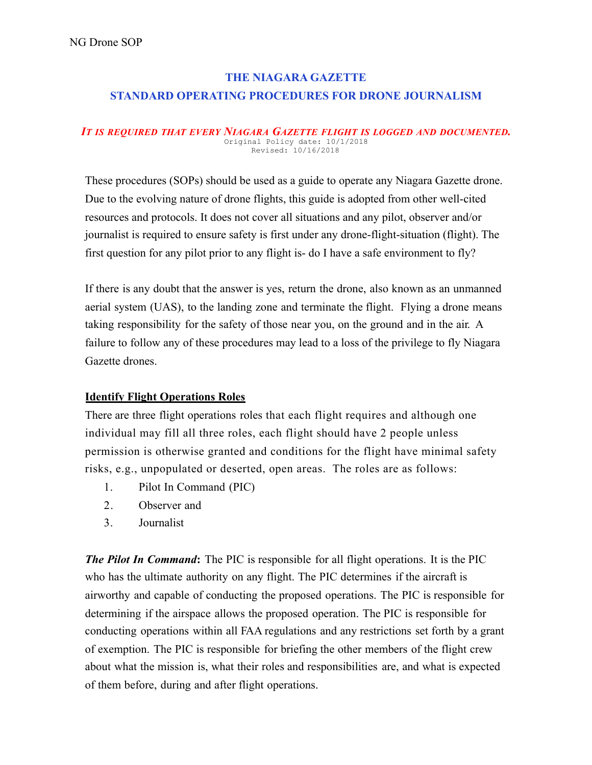# THE NIAGARA GAZETTE

## STANDARD OPERATING PROCEDURES FOR DRONE JOURNALISM

***It is required that every Niagara Gazette flight is logged and documented.***

Original Policy date: 10/1/2018
Revised: 10/16/2018

These procedures (SOPs) should be used as a guide to operate any Niagara Gazette drone. Due to the evolving nature of drone flights, this guide is adopted from other well-cited resources and protocols. It does not cover all situations and any pilot, observer and/or journalist is required to ensure safety is first under any drone-flight-situation (flight). The first question for any pilot prior to any flight is- do I have a safe environment to fly?

If there is any doubt that the answer is yes, return the drone, also known as an unmanned aerial system (UAS), to the landing zone and terminate the flight. Flying a drone means taking responsibility for the safety of those near you, on the ground and in the air. A failure to follow any of these procedures may lead to a loss of the privilege to fly Niagara Gazette drones.

### Identify Flight Operations Roles

There are three flight operations roles that each flight requires and although one individual may fill all three roles, each flight should have 2 people unless permission is otherwise granted and conditions for the flight have minimal safety risks, e.g., unpopulated or deserted, open areas. The roles are as follows:

1. Pilot In Command (PIC)
2. Observer and
3. Journalist

***The Pilot In Command*:** The PIC is responsible for all flight operations. It is the PIC who has the ultimate authority on any flight. The PIC determines if the aircraft is airworthy and capable of conducting the proposed operations. The PIC is responsible for determining if the airspace allows the proposed operation. The PIC is responsible for conducting operations within all FAA regulations and any restrictions set forth by a grant of exemption. The PIC is responsible for briefing the other members of the flight crew about what the mission is, what their roles and responsibilities are, and what is expected of them before, during and after flight operations.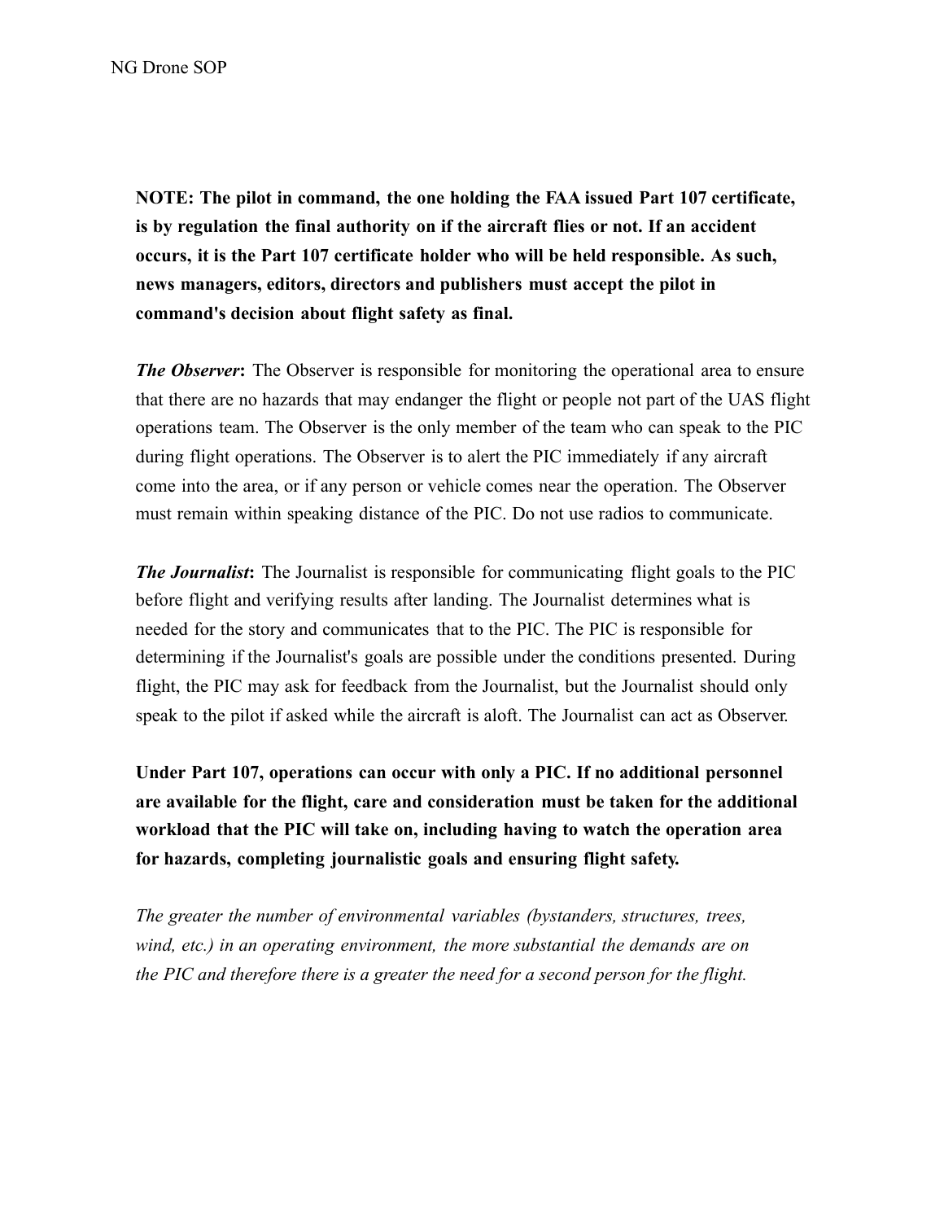**NOTE: The pilot in command, the one holding the FAA issued Part 107 certificate, is by regulation the final authority on if the aircraft flies or not. If an accident occurs, it is the Part 107 certificate holder who will be held responsible. As such, news managers, editors, directors and publishers must accept the pilot in command's decision about flight safety as final.**

***The Observer*:** The Observer is responsible for monitoring the operational area to ensure that there are no hazards that may endanger the flight or people not part of the UAS flight operations team. The Observer is the only member of the team who can speak to the PIC during flight operations. The Observer is to alert the PIC immediately if any aircraft come into the area, or if any person or vehicle comes near the operation. The Observer must remain within speaking distance of the PIC. Do not use radios to communicate.

***The Journalist*:** The Journalist is responsible for communicating flight goals to the PIC before flight and verifying results after landing. The Journalist determines what is needed for the story and communicates that to the PIC. The PIC is responsible for determining if the Journalist's goals are possible under the conditions presented. During flight, the PIC may ask for feedback from the Journalist, but the Journalist should only speak to the pilot if asked while the aircraft is aloft. The Journalist can act as Observer.

**Under Part 107, operations can occur with only a PIC. If no additional personnel are available for the flight, care and consideration must be taken for the additional workload that the PIC will take on, including having to watch the operation area for hazards, completing journalistic goals and ensuring flight safety.**

*The greater the number of environmental variables (bystanders, structures, trees, wind, etc.) in an operating environment, the more substantial the demands are on the PIC and therefore there is a greater the need for a second person for the flight.*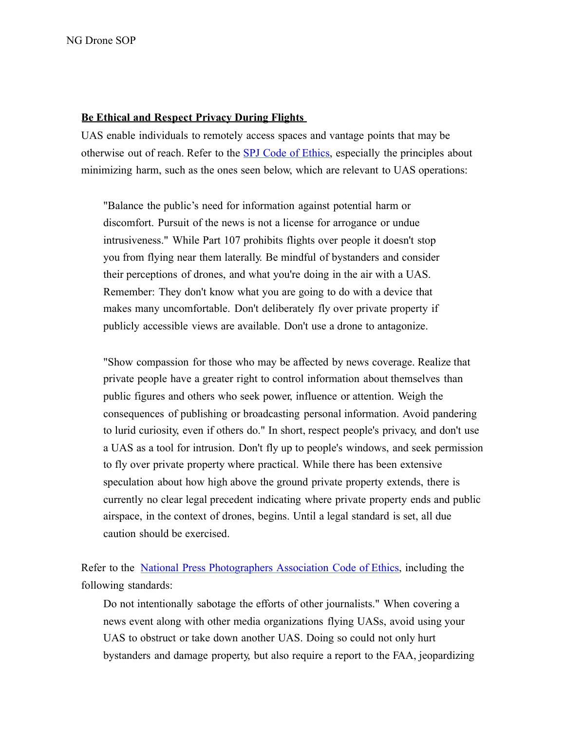**Be Ethical and Respect Privacy During Flights**

UAS enable individuals to remotely access spaces and vantage points that may be otherwise out of reach. Refer to the [SPJ Code of Ethics](), especially the principles about minimizing harm, such as the ones seen below, which are relevant to UAS operations:

> "Balance the public's need for information against potential harm or discomfort. Pursuit of the news is not a license for arrogance or undue intrusiveness." While Part 107 prohibits flights over people it doesn't stop you from flying near them laterally. Be mindful of bystanders and consider their perceptions of drones, and what you're doing in the air with a UAS. Remember: They don't know what you are going to do with a device that makes many uncomfortable. Don't deliberately fly over private property if publicly accessible views are available. Don't use a drone to antagonize.
>
> "Show compassion for those who may be affected by news coverage. Realize that private people have a greater right to control information about themselves than public figures and others who seek power, influence or attention. Weigh the consequences of publishing or broadcasting personal information. Avoid pandering to lurid curiosity, even if others do." In short, respect people's privacy, and don't use a UAS as a tool for intrusion. Don't fly up to people's windows, and seek permission to fly over private property where practical. While there has been extensive speculation about how high above the ground private property extends, there is currently no clear legal precedent indicating where private property ends and public airspace, in the context of drones, begins. Until a legal standard is set, all due caution should be exercised.

Refer to the [National Press Photographers Association Code of Ethics](), including the following standards:

> Do not intentionally sabotage the efforts of other journalists." When covering a news event along with other media organizations flying UASs, avoid using your UAS to obstruct or take down another UAS. Doing so could not only hurt bystanders and damage property, but also require a report to the FAA, jeopardizing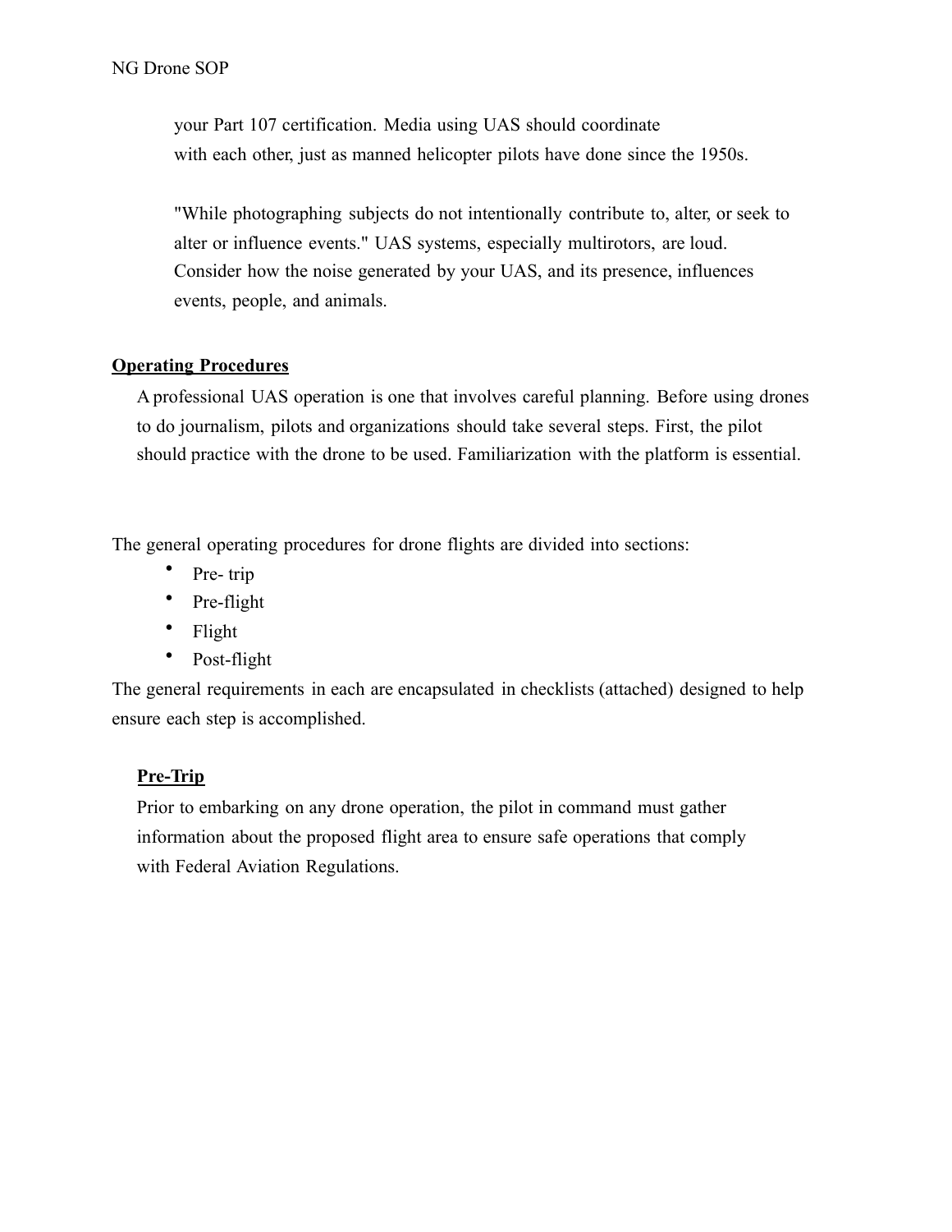your Part 107 certification. Media using UAS should coordinate with each other, just as manned helicopter pilots have done since the 1950s.

"While photographing subjects do not intentionally contribute to, alter, or seek to alter or influence events." UAS systems, especially multirotors, are loud. Consider how the noise generated by your UAS, and its presence, influences events, people, and animals.

## Operating Procedures

A professional UAS operation is one that involves careful planning. Before using drones to do journalism, pilots and organizations should take several steps. First, the pilot should practice with the drone to be used. Familiarization with the platform is essential.

The general operating procedures for drone flights are divided into sections:

- Pre- trip
- Pre-flight
- Flight
- Post-flight

The general requirements in each are encapsulated in checklists (attached) designed to help ensure each step is accomplished.

### Pre-Trip

Prior to embarking on any drone operation, the pilot in command must gather information about the proposed flight area to ensure safe operations that comply with Federal Aviation Regulations.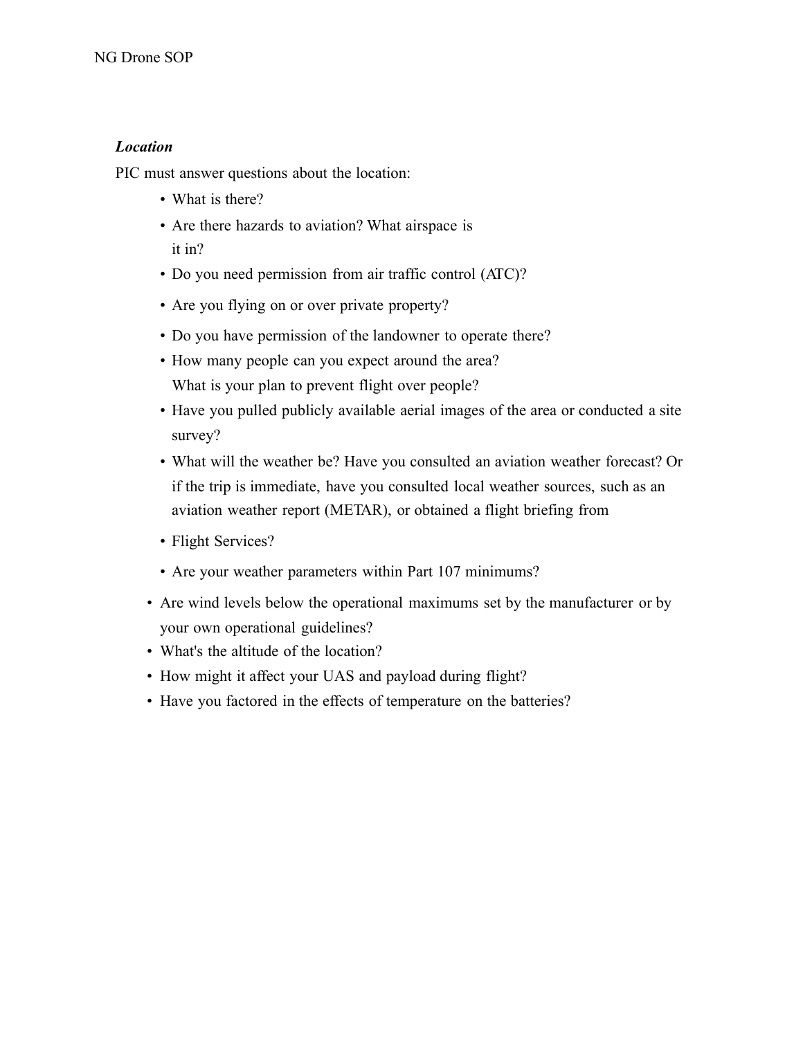***Location***

PIC must answer questions about the location:

- What is there?
- Are there hazards to aviation? What airspace is it in?
- Do you need permission from air traffic control (ATC)?
- Are you flying on or over private property?
- Do you have permission of the landowner to operate there?
- How many people can you expect around the area? What is your plan to prevent flight over people?
- Have you pulled publicly available aerial images of the area or conducted a site survey?
- What will the weather be? Have you consulted an aviation weather forecast? Or if the trip is immediate, have you consulted local weather sources, such as an aviation weather report (METAR), or obtained a flight briefing from
- Flight Services?
- Are your weather parameters within Part 107 minimums?
- Are wind levels below the operational maximums set by the manufacturer or by your own operational guidelines?
- What's the altitude of the location?
- How might it affect your UAS and payload during flight?
- Have you factored in the effects of temperature on the batteries?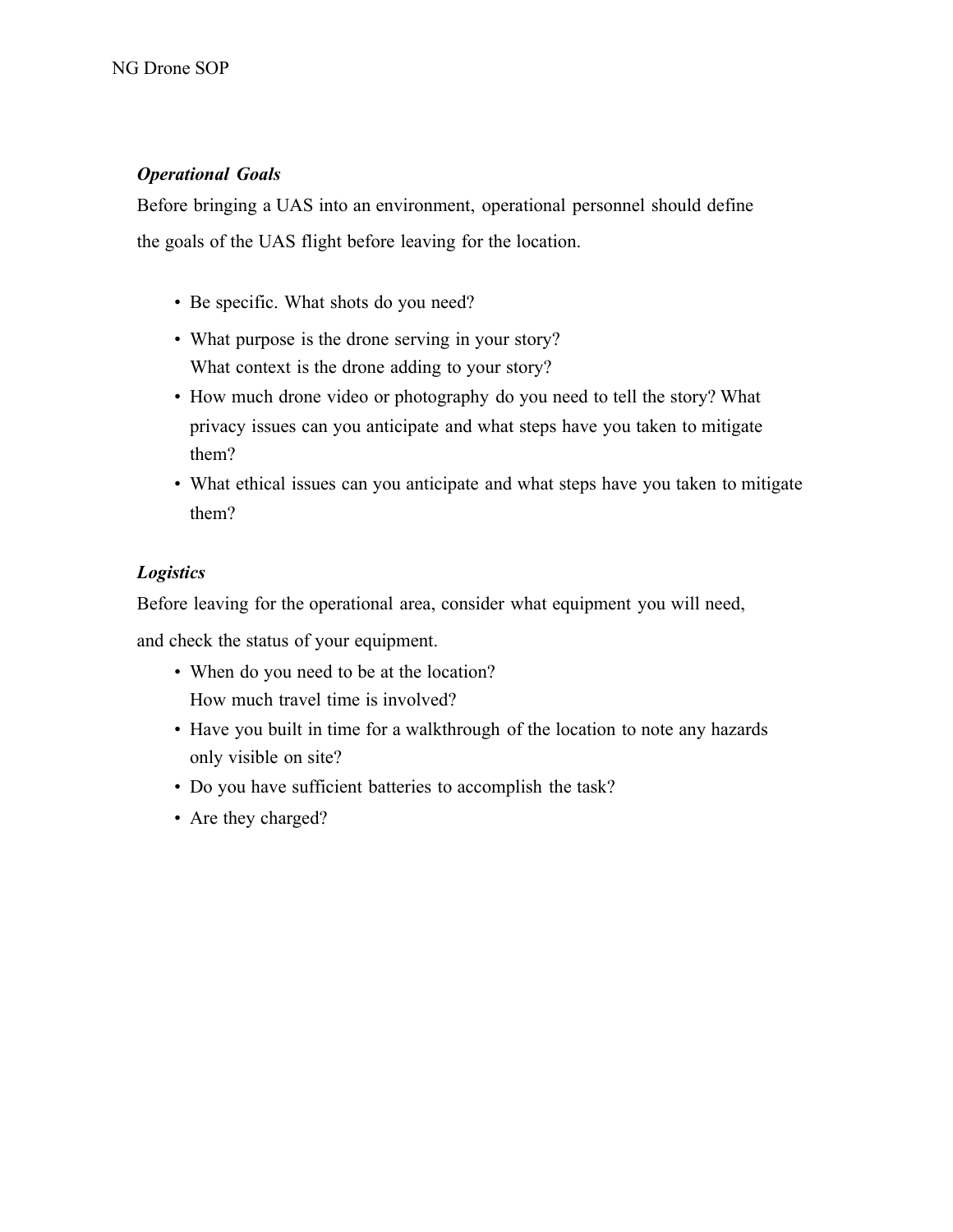***Operational Goals***

Before bringing a UAS into an environment, operational personnel should define the goals of the UAS flight before leaving for the location.

- Be specific. What shots do you need?
- What purpose is the drone serving in your story?
  What context is the drone adding to your story?
- How much drone video or photography do you need to tell the story? What privacy issues can you anticipate and what steps have you taken to mitigate them?
- What ethical issues can you anticipate and what steps have you taken to mitigate them?

***Logistics***

Before leaving for the operational area, consider what equipment you will need, and check the status of your equipment.

- When do you need to be at the location?
  How much travel time is involved?
- Have you built in time for a walkthrough of the location to note any hazards only visible on site?
- Do you have sufficient batteries to accomplish the task?
- Are they charged?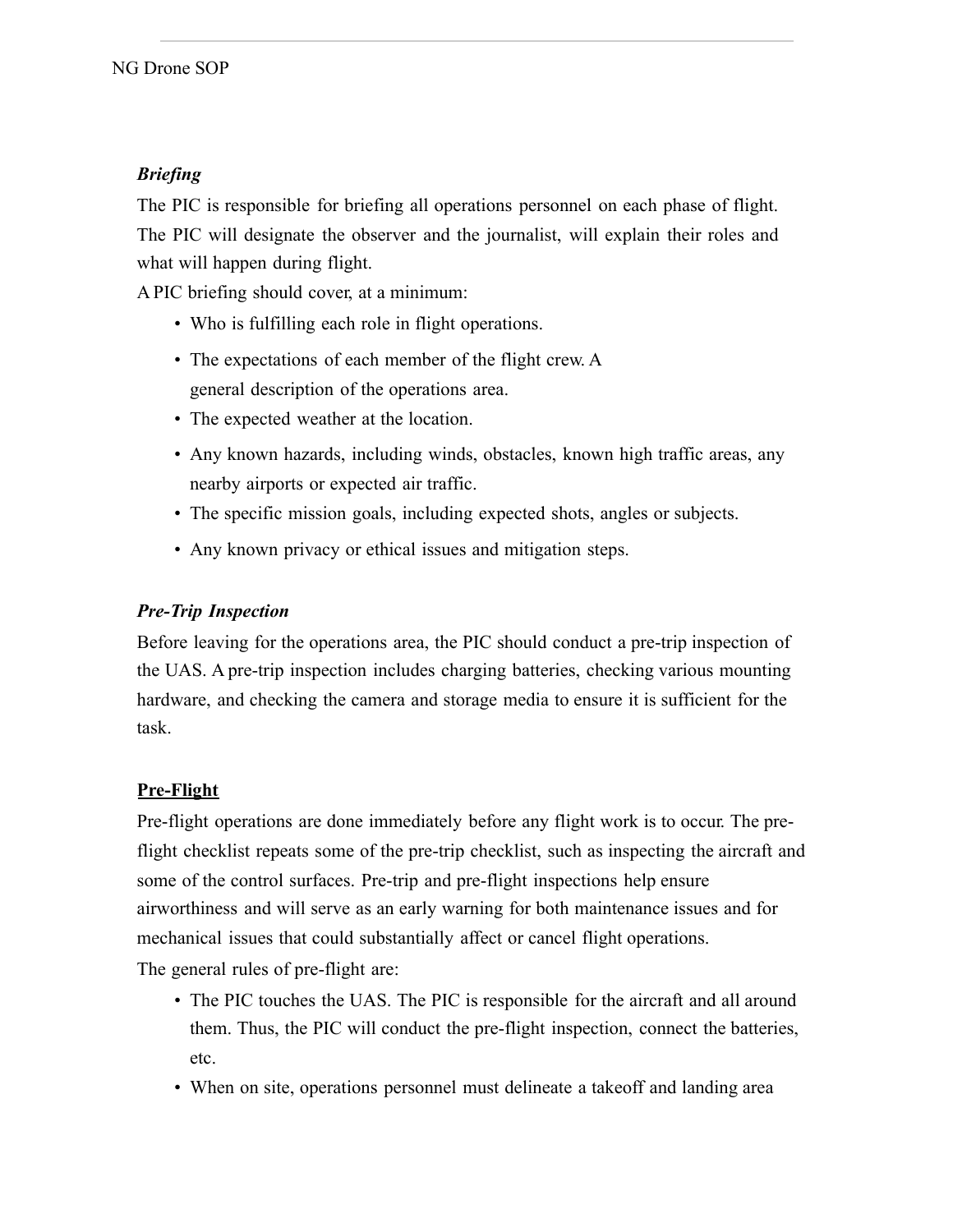### *Briefing*

The PIC is responsible for briefing all operations personnel on each phase of flight. The PIC will designate the observer and the journalist, will explain their roles and what will happen during flight.

A PIC briefing should cover, at a minimum:

- Who is fulfilling each role in flight operations.
- The expectations of each member of the flight crew. A general description of the operations area.
- The expected weather at the location.
- Any known hazards, including winds, obstacles, known high traffic areas, any nearby airports or expected air traffic.
- The specific mission goals, including expected shots, angles or subjects.
- Any known privacy or ethical issues and mitigation steps.

### *Pre-Trip Inspection*

Before leaving for the operations area, the PIC should conduct a pre-trip inspection of the UAS. A pre-trip inspection includes charging batteries, checking various mounting hardware, and checking the camera and storage media to ensure it is sufficient for the task.

### **Pre-Flight**

Pre-flight operations are done immediately before any flight work is to occur. The pre-flight checklist repeats some of the pre-trip checklist, such as inspecting the aircraft and some of the control surfaces. Pre-trip and pre-flight inspections help ensure airworthiness and will serve as an early warning for both maintenance issues and for mechanical issues that could substantially affect or cancel flight operations.

The general rules of pre-flight are:

- The PIC touches the UAS. The PIC is responsible for the aircraft and all around them. Thus, the PIC will conduct the pre-flight inspection, connect the batteries, etc.
- When on site, operations personnel must delineate a takeoff and landing area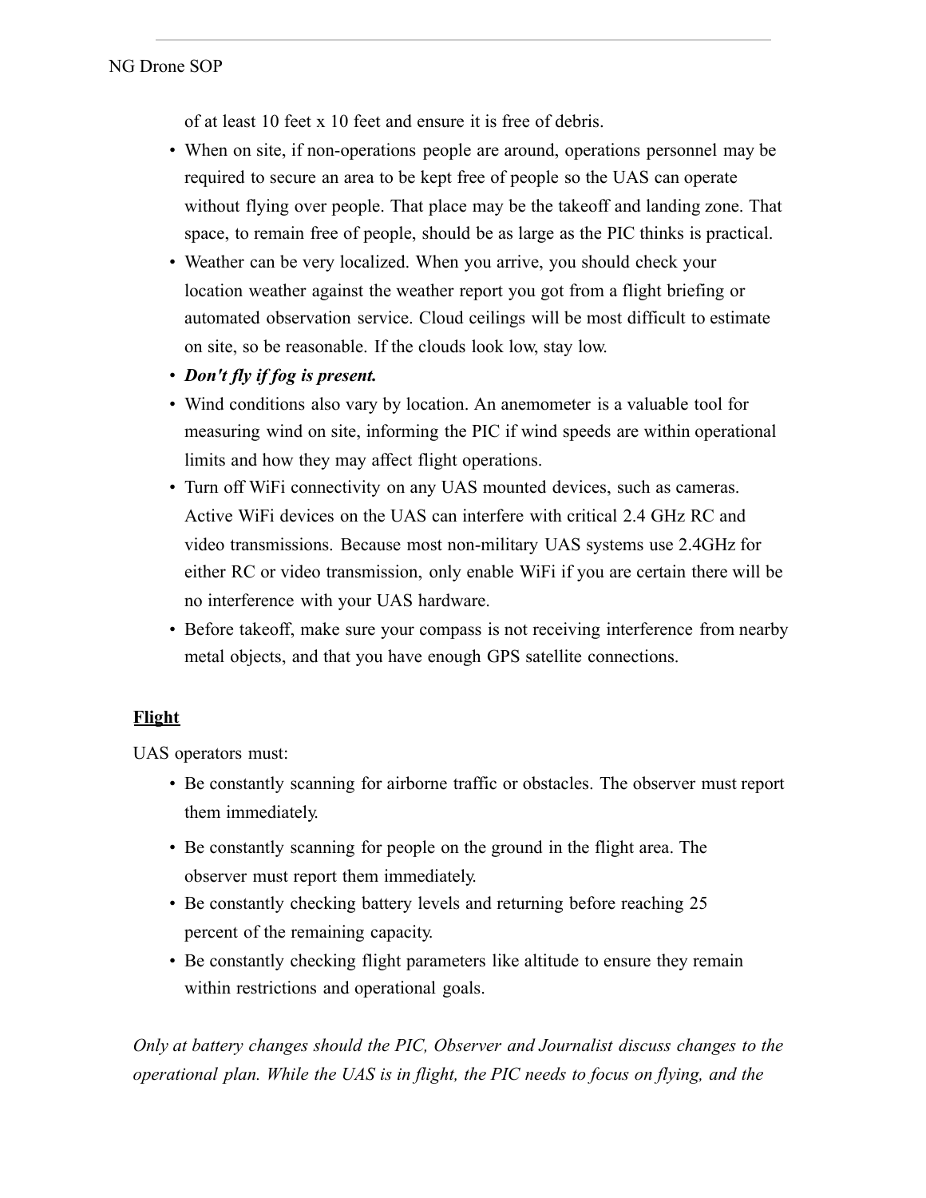of at least 10 feet x 10 feet and ensure it is free of debris.

- When on site, if non-operations people are around, operations personnel may be required to secure an area to be kept free of people so the UAS can operate without flying over people. That place may be the takeoff and landing zone. That space, to remain free of people, should be as large as the PIC thinks is practical.
- Weather can be very localized. When you arrive, you should check your location weather against the weather report you got from a flight briefing or automated observation service. Cloud ceilings will be most difficult to estimate on site, so be reasonable. If the clouds look low, stay low.
- ***Don't fly if fog is present.***
- Wind conditions also vary by location. An anemometer is a valuable tool for measuring wind on site, informing the PIC if wind speeds are within operational limits and how they may affect flight operations.
- Turn off WiFi connectivity on any UAS mounted devices, such as cameras. Active WiFi devices on the UAS can interfere with critical 2.4 GHz RC and video transmissions. Because most non-military UAS systems use 2.4GHz for either RC or video transmission, only enable WiFi if you are certain there will be no interference with your UAS hardware.
- Before takeoff, make sure your compass is not receiving interference from nearby metal objects, and that you have enough GPS satellite connections.

## Flight

UAS operators must:

- Be constantly scanning for airborne traffic or obstacles. The observer must report them immediately.
- Be constantly scanning for people on the ground in the flight area. The observer must report them immediately.
- Be constantly checking battery levels and returning before reaching 25 percent of the remaining capacity.
- Be constantly checking flight parameters like altitude to ensure they remain within restrictions and operational goals.

*Only at battery changes should the PIC, Observer and Journalist discuss changes to the operational plan. While the UAS is in flight, the PIC needs to focus on flying, and the*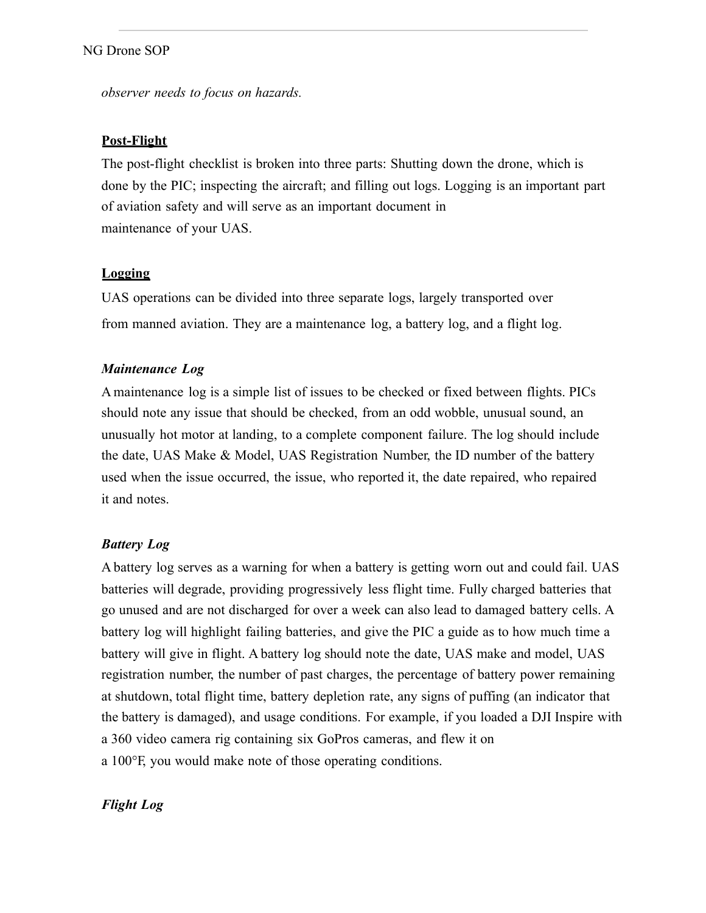*observer needs to focus on hazards.*

## Post-Flight

The post-flight checklist is broken into three parts: Shutting down the drone, which is done by the PIC; inspecting the aircraft; and filling out logs. Logging is an important part of aviation safety and will serve as an important document in maintenance of your UAS.

## Logging

UAS operations can be divided into three separate logs, largely transported over from manned aviation. They are a maintenance log, a battery log, and a flight log.

### *Maintenance Log*

A maintenance log is a simple list of issues to be checked or fixed between flights. PICs should note any issue that should be checked, from an odd wobble, unusual sound, an unusually hot motor at landing, to a complete component failure. The log should include the date, UAS Make & Model, UAS Registration Number, the ID number of the battery used when the issue occurred, the issue, who reported it, the date repaired, who repaired it and notes.

### *Battery Log*

A battery log serves as a warning for when a battery is getting worn out and could fail. UAS batteries will degrade, providing progressively less flight time. Fully charged batteries that go unused and are not discharged for over a week can also lead to damaged battery cells. A battery log will highlight failing batteries, and give the PIC a guide as to how much time a battery will give in flight. A battery log should note the date, UAS make and model, UAS registration number, the number of past charges, the percentage of battery power remaining at shutdown, total flight time, battery depletion rate, any signs of puffing (an indicator that the battery is damaged), and usage conditions. For example, if you loaded a DJI Inspire with a 360 video camera rig containing six GoPros cameras, and flew it on a 100°F, you would make note of those operating conditions.

### *Flight Log*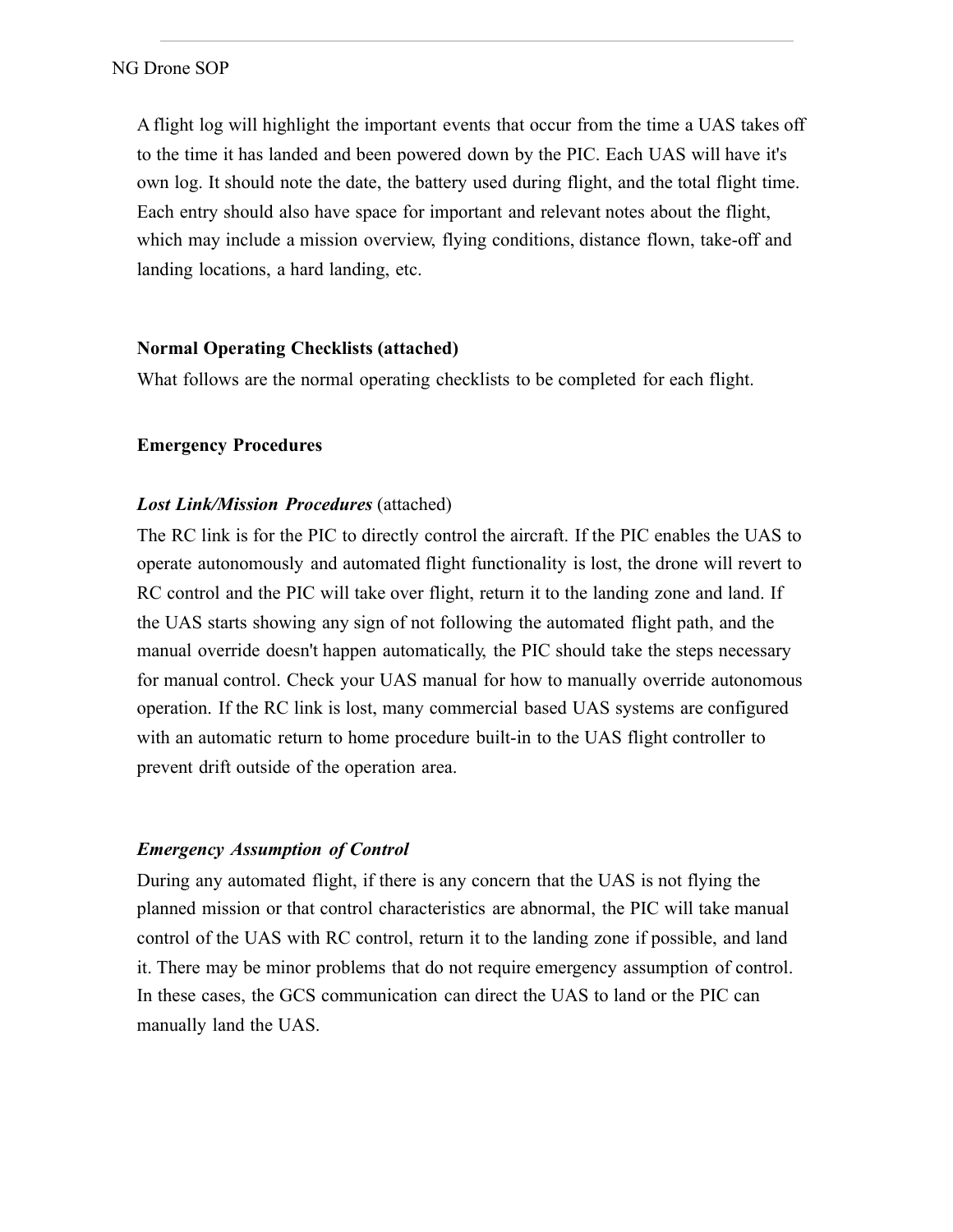A flight log will highlight the important events that occur from the time a UAS takes off to the time it has landed and been powered down by the PIC. Each UAS will have it's own log. It should note the date, the battery used during flight, and the total flight time. Each entry should also have space for important and relevant notes about the flight, which may include a mission overview, flying conditions, distance flown, take-off and landing locations, a hard landing, etc.

**Normal Operating Checklists (attached)**

What follows are the normal operating checklists to be completed for each flight.

**Emergency Procedures**

***Lost Link/Mission Procedures*** (attached)

The RC link is for the PIC to directly control the aircraft. If the PIC enables the UAS to operate autonomously and automated flight functionality is lost, the drone will revert to RC control and the PIC will take over flight, return it to the landing zone and land. If the UAS starts showing any sign of not following the automated flight path, and the manual override doesn't happen automatically, the PIC should take the steps necessary for manual control. Check your UAS manual for how to manually override autonomous operation. If the RC link is lost, many commercial based UAS systems are configured with an automatic return to home procedure built-in to the UAS flight controller to prevent drift outside of the operation area.

***Emergency Assumption of Control***

During any automated flight, if there is any concern that the UAS is not flying the planned mission or that control characteristics are abnormal, the PIC will take manual control of the UAS with RC control, return it to the landing zone if possible, and land it. There may be minor problems that do not require emergency assumption of control. In these cases, the GCS communication can direct the UAS to land or the PIC can manually land the UAS.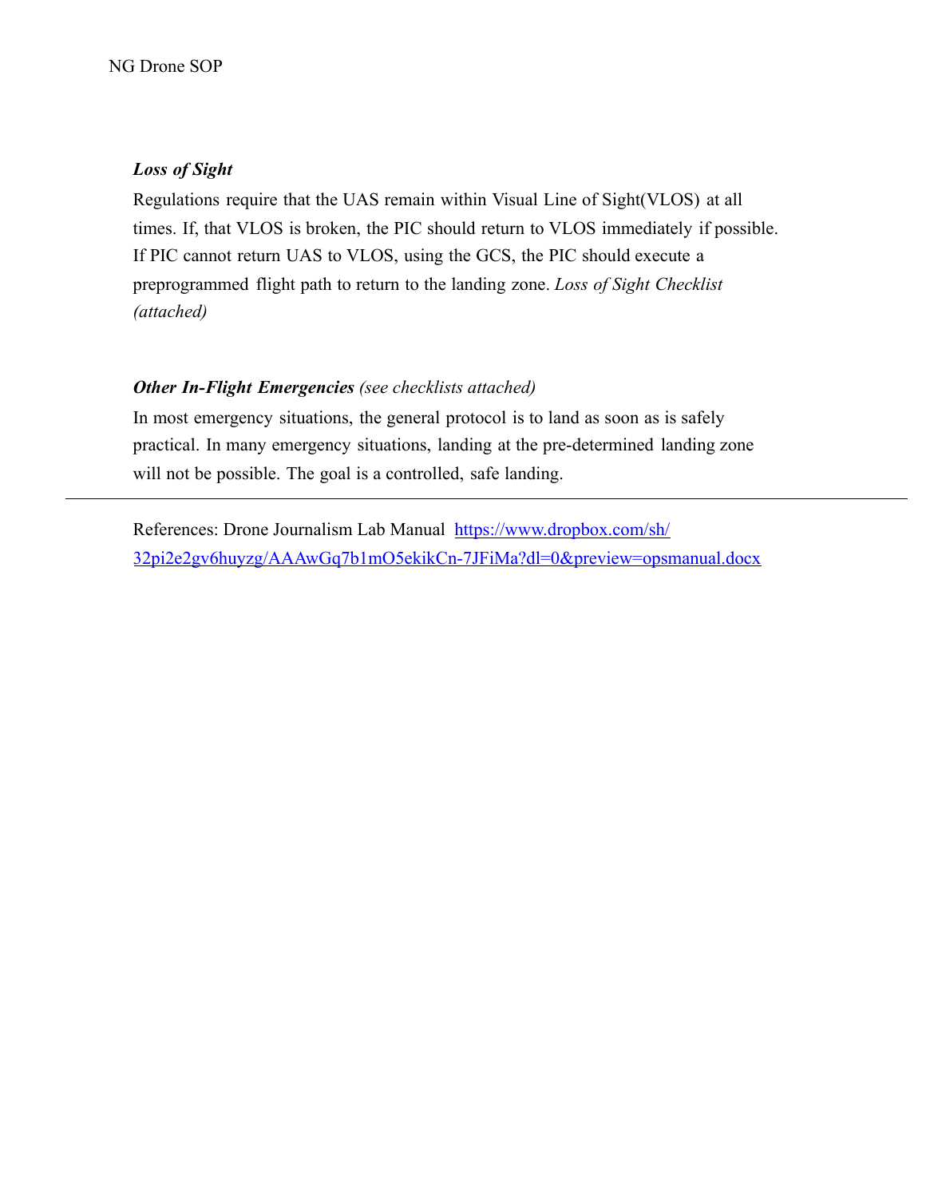***Loss of Sight***

Regulations require that the UAS remain within Visual Line of Sight(VLOS) at all times. If, that VLOS is broken, the PIC should return to VLOS immediately if possible. If PIC cannot return UAS to VLOS, using the GCS, the PIC should execute a preprogrammed flight path to return to the landing zone. *Loss of Sight Checklist (attached)*

***Other In-Flight Emergencies*** *(see checklists attached)*

In most emergency situations, the general protocol is to land as soon as is safely practical. In many emergency situations, landing at the pre-determined landing zone will not be possible. The goal is a controlled, safe landing.

---

References: Drone Journalism Lab Manual [https://www.dropbox.com/sh/32pi2e2gv6huyzg/AAAwGq7b1mO5ekikCn-7JFiMa?dl=0&preview=opsmanual.docx](https://www.dropbox.com/sh/32pi2e2gv6huyzg/AAAwGq7b1mO5ekikCn-7JFiMa?dl=0&preview=opsmanual.docx)